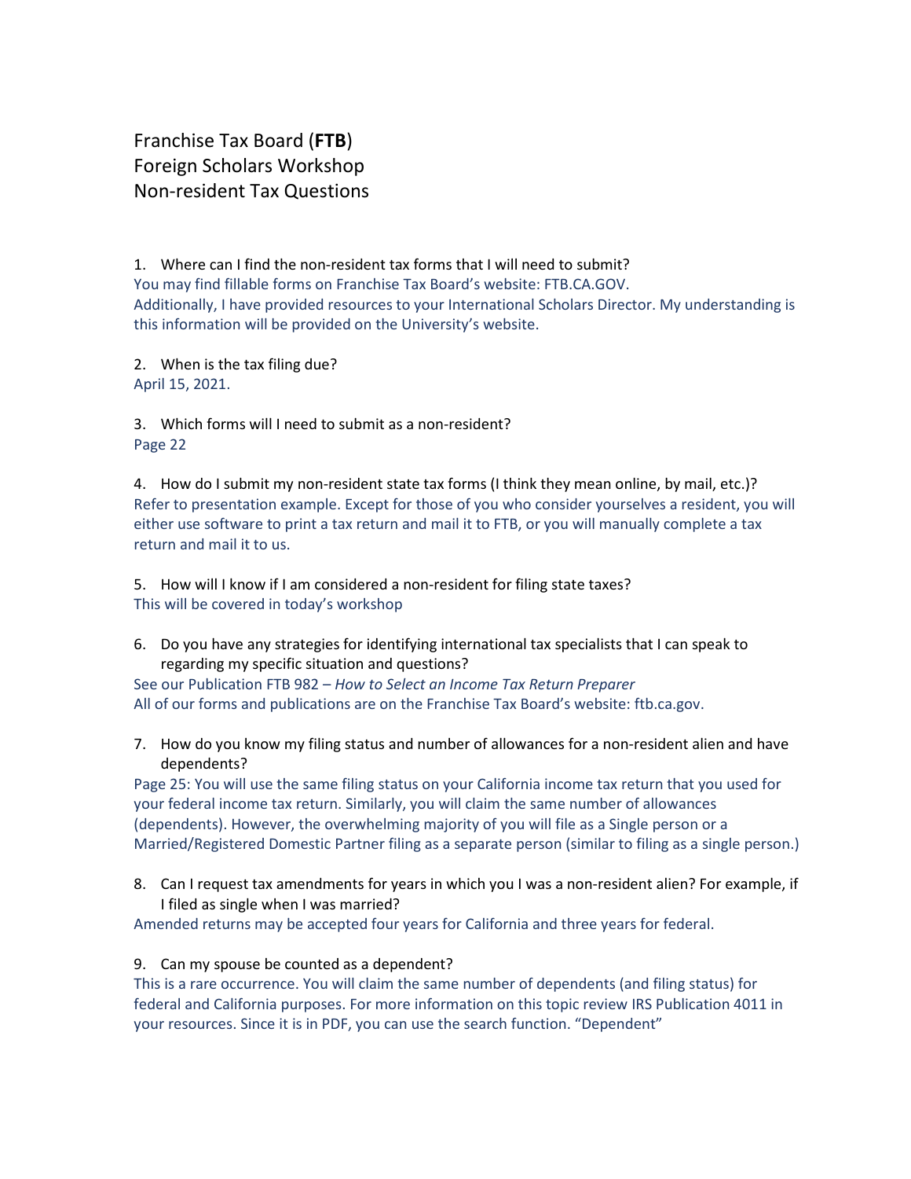# Franchise Tax Board (**FTB**)
# Foreign Scholars Workshop
# Non-resident Tax Questions

1. Where can I find the non-resident tax forms that I will need to submit?

You may find fillable forms on Franchise Tax Board's website: FTB.CA.GOV.
Additionally, I have provided resources to your International Scholars Director. My understanding is this information will be provided on the University's website.

2. When is the tax filing due?

April 15, 2021.

3. Which forms will I need to submit as a non-resident?

Page 22

4. How do I submit my non-resident state tax forms (I think they mean online, by mail, etc.)?

Refer to presentation example. Except for those of you who consider yourselves a resident, you will either use software to print a tax return and mail it to FTB, or you will manually complete a tax return and mail it to us.

5. How will I know if I am considered a non-resident for filing state taxes?

This will be covered in today's workshop

6. Do you have any strategies for identifying international tax specialists that I can speak to regarding my specific situation and questions?

See our Publication FTB 982 – *How to Select an Income Tax Return Preparer*
All of our forms and publications are on the Franchise Tax Board's website: ftb.ca.gov.

7. How do you know my filing status and number of allowances for a non-resident alien and have dependents?

Page 25: You will use the same filing status on your California income tax return that you used for your federal income tax return. Similarly, you will claim the same number of allowances (dependents). However, the overwhelming majority of you will file as a Single person or a Married/Registered Domestic Partner filing as a separate person (similar to filing as a single person.)

8. Can I request tax amendments for years in which you I was a non-resident alien? For example, if I filed as single when I was married?

Amended returns may be accepted four years for California and three years for federal.

9. Can my spouse be counted as a dependent?

This is a rare occurrence. You will claim the same number of dependents (and filing status) for federal and California purposes. For more information on this topic review IRS Publication 4011 in your resources. Since it is in PDF, you can use the search function. "Dependent"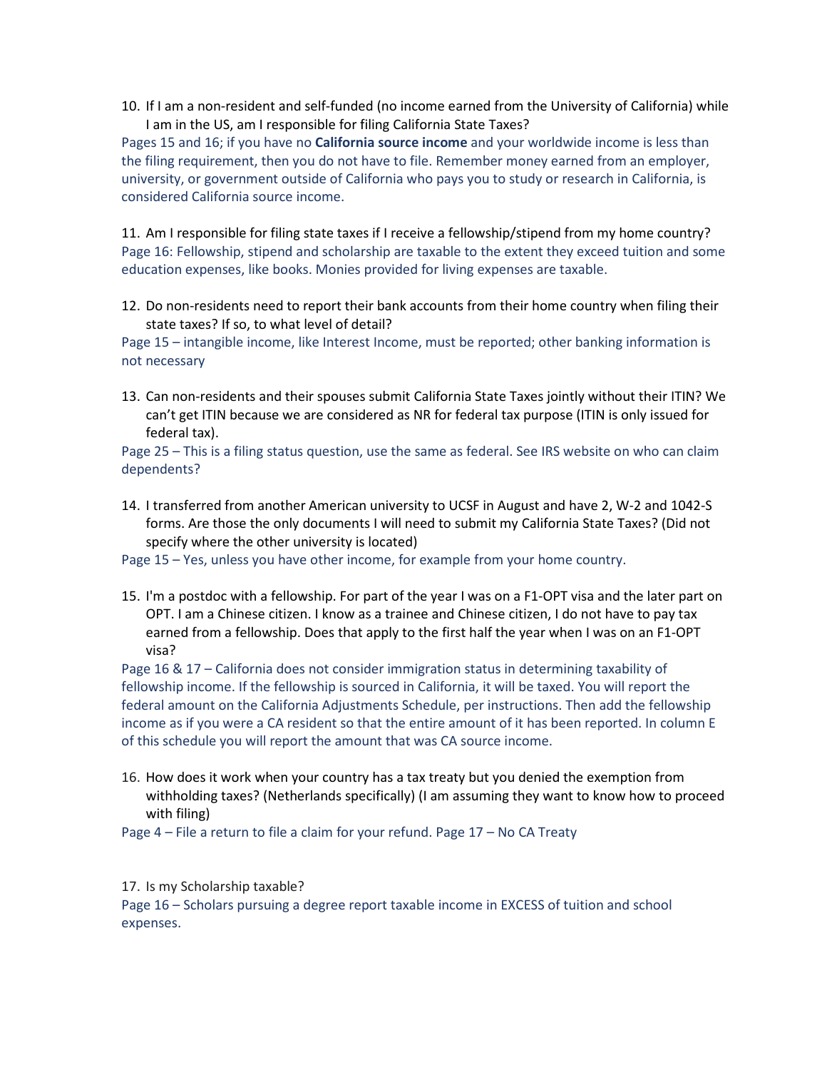10. If I am a non-resident and self-funded (no income earned from the University of California) while I am in the US, am I responsible for filing California State Taxes?

Pages 15 and 16; if you have no **California source income** and your worldwide income is less than the filing requirement, then you do not have to file. Remember money earned from an employer, university, or government outside of California who pays you to study or research in California, is considered California source income.

11. Am I responsible for filing state taxes if I receive a fellowship/stipend from my home country?

Page 16: Fellowship, stipend and scholarship are taxable to the extent they exceed tuition and some education expenses, like books. Monies provided for living expenses are taxable.

12. Do non-residents need to report their bank accounts from their home country when filing their state taxes? If so, to what level of detail?

Page 15 – intangible income, like Interest Income, must be reported; other banking information is not necessary

13. Can non-residents and their spouses submit California State Taxes jointly without their ITIN? We can't get ITIN because we are considered as NR for federal tax purpose (ITIN is only issued for federal tax).

Page 25 – This is a filing status question, use the same as federal. See IRS website on who can claim dependents?

14. I transferred from another American university to UCSF in August and have 2, W-2 and 1042-S forms. Are those the only documents I will need to submit my California State Taxes? (Did not specify where the other university is located)

Page 15 – Yes, unless you have other income, for example from your home country.

15. I'm a postdoc with a fellowship. For part of the year I was on a F1-OPT visa and the later part on OPT. I am a Chinese citizen. I know as a trainee and Chinese citizen, I do not have to pay tax earned from a fellowship. Does that apply to the first half the year when I was on an F1-OPT visa?

Page 16 & 17 – California does not consider immigration status in determining taxability of fellowship income. If the fellowship is sourced in California, it will be taxed. You will report the federal amount on the California Adjustments Schedule, per instructions. Then add the fellowship income as if you were a CA resident so that the entire amount of it has been reported. In column E of this schedule you will report the amount that was CA source income.

16. How does it work when your country has a tax treaty but you denied the exemption from withholding taxes? (Netherlands specifically) (I am assuming they want to know how to proceed with filing)

Page 4 – File a return to file a claim for your refund. Page 17 – No CA Treaty

17. Is my Scholarship taxable?

Page 16 – Scholars pursuing a degree report taxable income in EXCESS of tuition and school expenses.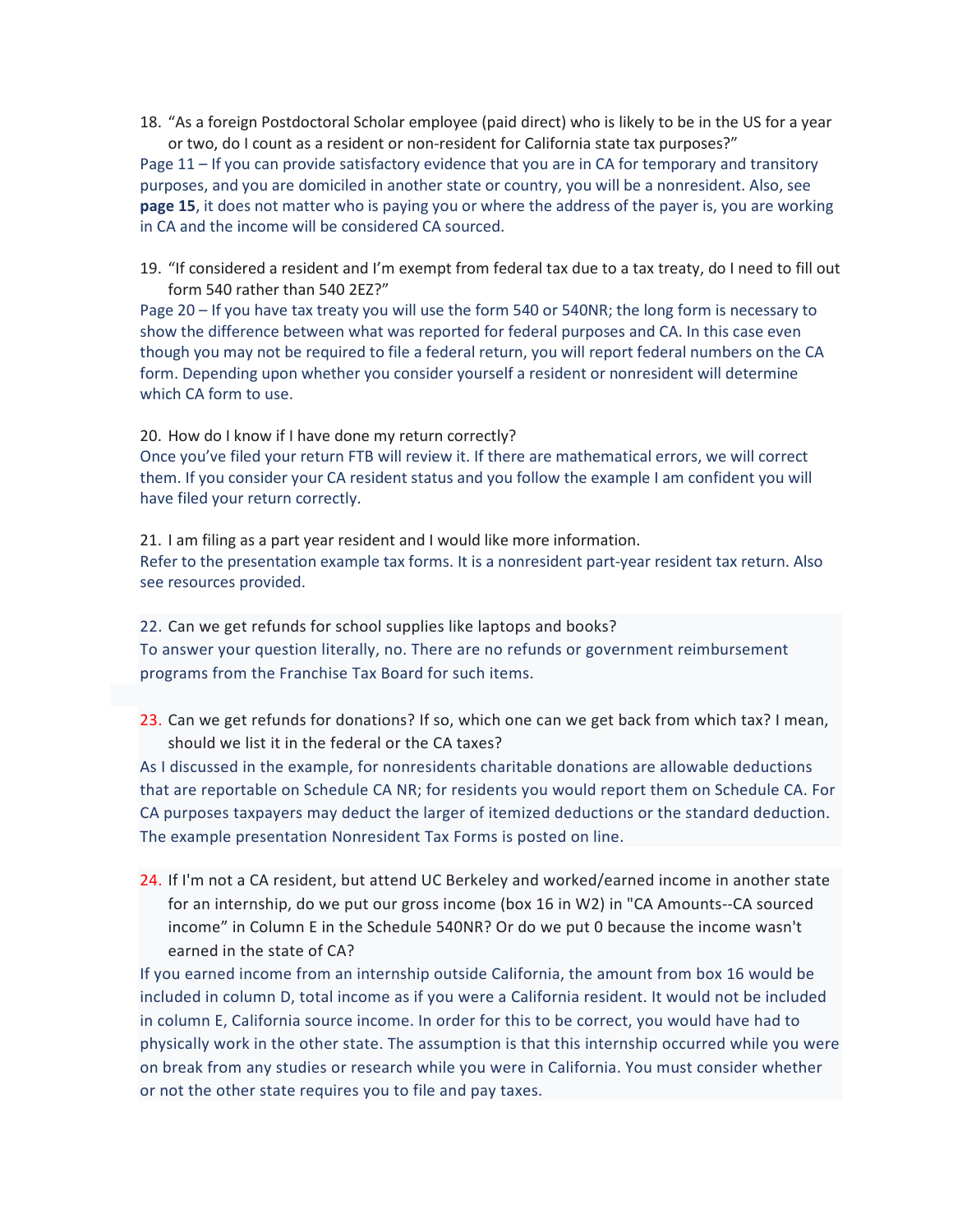18. "As a foreign Postdoctoral Scholar employee (paid direct) who is likely to be in the US for a year or two, do I count as a resident or non-resident for California state tax purposes?"

Page 11 – If you can provide satisfactory evidence that you are in CA for temporary and transitory purposes, and you are domiciled in another state or country, you will be a nonresident. Also, see **page 15**, it does not matter who is paying you or where the address of the payer is, you are working in CA and the income will be considered CA sourced.

19. "If considered a resident and I'm exempt from federal tax due to a tax treaty, do I need to fill out form 540 rather than 540 2EZ?"

Page 20 – If you have tax treaty you will use the form 540 or 540NR; the long form is necessary to show the difference between what was reported for federal purposes and CA. In this case even though you may not be required to file a federal return, you will report federal numbers on the CA form. Depending upon whether you consider yourself a resident or nonresident will determine which CA form to use.

20. How do I know if I have done my return correctly?

Once you've filed your return FTB will review it. If there are mathematical errors, we will correct them. If you consider your CA resident status and you follow the example I am confident you will have filed your return correctly.

21. I am filing as a part year resident and I would like more information.

Refer to the presentation example tax forms. It is a nonresident part-year resident tax return. Also see resources provided.

22. Can we get refunds for school supplies like laptops and books?

To answer your question literally, no. There are no refunds or government reimbursement programs from the Franchise Tax Board for such items.

23. Can we get refunds for donations? If so, which one can we get back from which tax? I mean, should we list it in the federal or the CA taxes?

As I discussed in the example, for nonresidents charitable donations are allowable deductions that are reportable on Schedule CA NR; for residents you would report them on Schedule CA. For CA purposes taxpayers may deduct the larger of itemized deductions or the standard deduction. The example presentation Nonresident Tax Forms is posted on line.

24. If I'm not a CA resident, but attend UC Berkeley and worked/earned income in another state for an internship, do we put our gross income (box 16 in W2) in "CA Amounts--CA sourced income" in Column E in the Schedule 540NR? Or do we put 0 because the income wasn't earned in the state of CA?

If you earned income from an internship outside California, the amount from box 16 would be included in column D, total income as if you were a California resident. It would not be included in column E, California source income. In order for this to be correct, you would have had to physically work in the other state. The assumption is that this internship occurred while you were on break from any studies or research while you were in California. You must consider whether or not the other state requires you to file and pay taxes.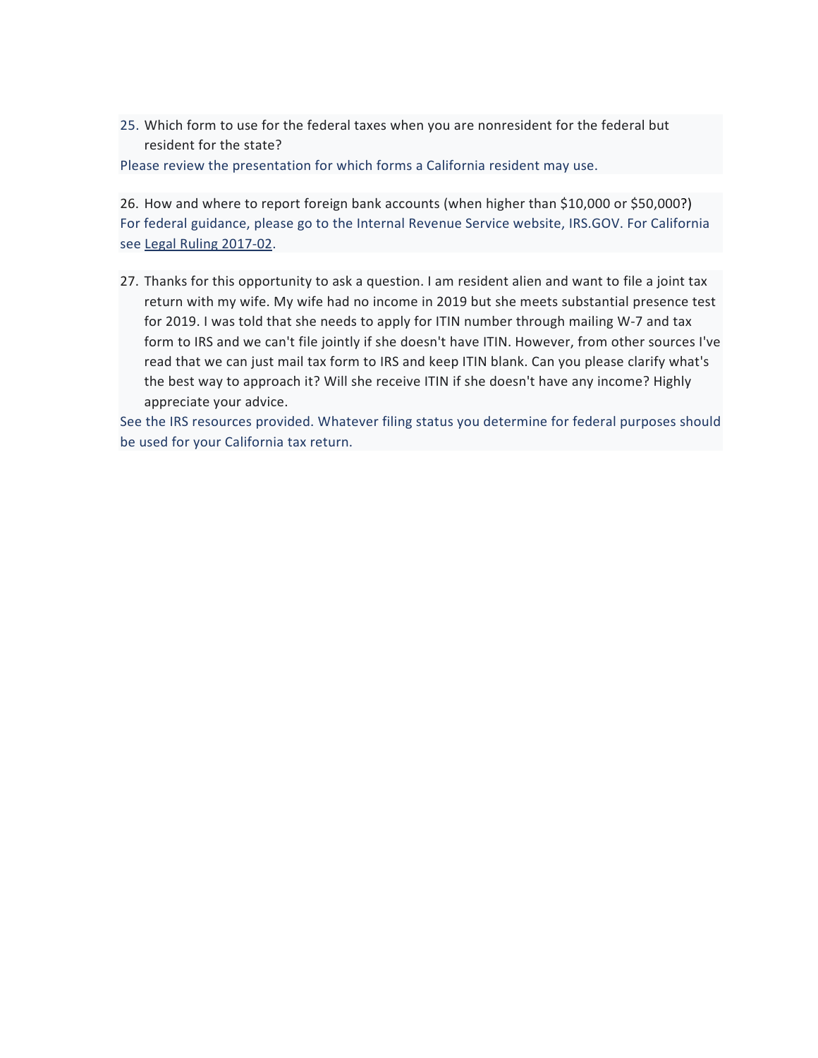25. Which form to use for the federal taxes when you are nonresident for the federal but resident for the state?

Please review the presentation for which forms a California resident may use.

26. How and where to report foreign bank accounts (when higher than $10,000 or $50,000?)

For federal guidance, please go to the Internal Revenue Service website, IRS.GOV. For California see Legal Ruling 2017-02.

27. Thanks for this opportunity to ask a question. I am resident alien and want to file a joint tax return with my wife. My wife had no income in 2019 but she meets substantial presence test for 2019. I was told that she needs to apply for ITIN number through mailing W-7 and tax form to IRS and we can't file jointly if she doesn't have ITIN. However, from other sources I've read that we can just mail tax form to IRS and keep ITIN blank. Can you please clarify what's the best way to approach it? Will she receive ITIN if she doesn't have any income? Highly appreciate your advice.

See the IRS resources provided. Whatever filing status you determine for federal purposes should be used for your California tax return.